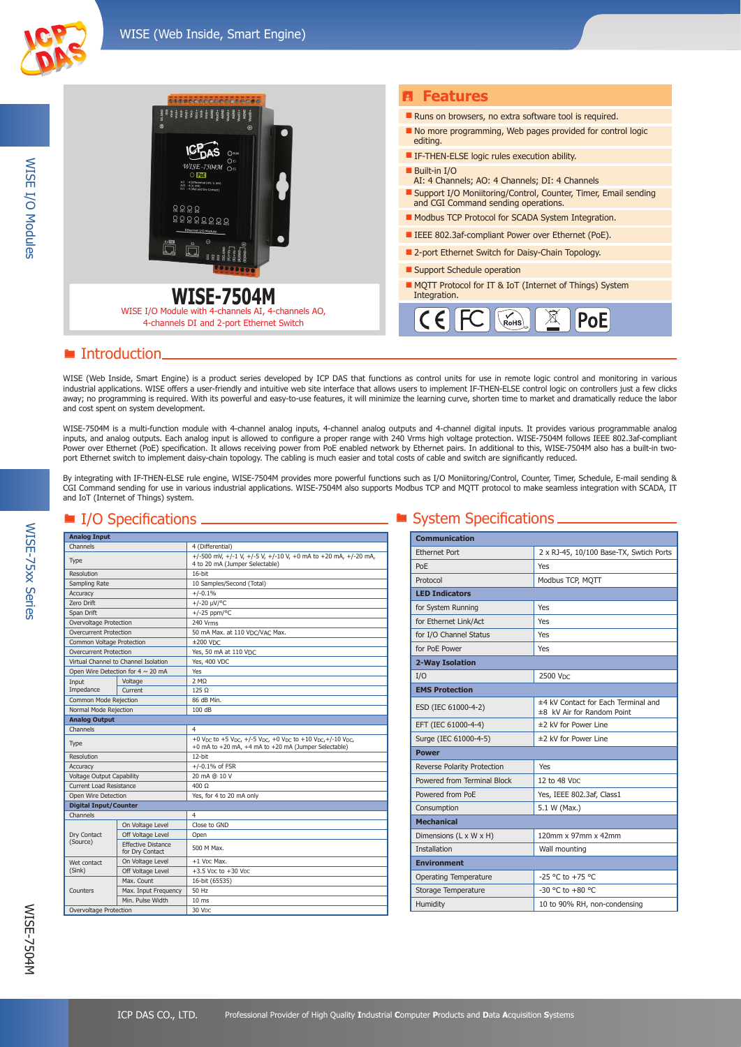# WISE-7504M

WISE I/O Module with 4-channels AI, 4-channels AO, 4-channels DI and 2-port Ethernet Switch

## Features

- Runs on browsers, no extra software tool is required.
- No more programming, Web pages provided for control logic editing.
- IF-THEN-ELSE logic rules execution ability.
- Built-in I/O
  AI: 4 Channels; AO: 4 Channels; DI: 4 Channels
- Support I/O Moniitoring/Control, Counter, Timer, Email sending and CGI Command sending operations.
- Modbus TCP Protocol for SCADA System Integration.
- IEEE 802.3af-compliant Power over Ethernet (PoE).
- 2-port Ethernet Switch for Daisy-Chain Topology.
- Support Schedule operation
- MQTT Protocol for IT & IoT (Internet of Things) System Integration.

## Introduction

WISE (Web Inside, Smart Engine) is a product series developed by ICP DAS that functions as control units for use in remote logic control and monitoring in various industrial applications. WISE offers a user-friendly and intuitive web site interface that allows users to implement IF-THEN-ELSE control logic on controllers just a few clicks away; no programming is required. With its powerful and easy-to-use features, it will minimize the learning curve, shorten time to market and dramatically reduce the labor and cost spent on system development.

WISE-7504M is a multi-function module with 4-channel analog inputs, 4-channel analog outputs and 4-channel digital inputs. It provides various programmable analog inputs, and analog outputs. Each analog input is allowed to configure a proper range with 240 Vrms high voltage protection. WISE-7504M follows IEEE 802.3af-compliant Power over Ethernet (PoE) specification. It allows receiving power from PoE enabled network by Ethernet pairs. In additional to this, WISE-7504M also has a built-in two-port Ethernet switch to implement daisy-chain topology. The cabling is much easier and total costs of cable and switch are significantly reduced.

By integrating with IF-THEN-ELSE rule engine, WISE-7504M provides more powerful functions such as I/O Moniitoring/Counter, Timer, Schedule, E-mail sending & CGI Command sending for use in various industrial applications. WISE-7504M also supports Modbus TCP and MQTT protocol to make seamless integration with SCADA, IT and IoT (Internet of Things) system.

## I/O Specifications

| | | |
|---|---|---|
| **Analog Input** | | |
| Channels | | 4 (Differential) |
| Type | | +/-500 mV, +/-1 V, +/-5 V, +/-10 V, +0 mA to +20 mA, +/-20 mA, 4 to 20 mA (Jumper Selectable) |
| Resolution | | 16-bit |
| Sampling Rate | | 10 Samples/Second (Total) |
| Accuracy | | +/-0.1% |
| Zero Drift | | +/-20 μV/°C |
| Span Drift | | +/-25 ppm/°C |
| Overvoltage Protection | | 240 Vrms |
| Overcurrent Protection | | 50 mA Max. at 110 VDC/VAC Max. |
| Common Voltage Protection | | ±200 VDC |
| Overcurrent Protection | | Yes, 50 mA at 110 VDC |
| Virtual Channel to Channel Isolation | | Yes, 400 VDC |
| Open Wire Detection for 4 ~ 20 mA | | Yes |
| Input Impedance | Voltage | 2 MΩ |
| | Current | 125 Ω |
| Common Mode Rejection | | 86 dB Min. |
| Normal Mode Rejection | | 100 dB |
| **Analog Output** | | |
| Channels | | 4 |
| Type | | +0 VDC to +5 VDC, +/-5 VDC, +0 VDC to +10 VDC,+/-10 VDC, +0 mA to +20 mA, +4 mA to +20 mA (Jumper Selectable) |
| Resolution | | 12-bit |
| Accuracy | | +/-0.1% of FSR |
| Voltage Output Capability | | 20 mA @ 10 V |
| Current Load Resistance | | 400 Ω |
| Open Wire Detection | | Yes, for 4 to 20 mA only |
| **Digital Input/Counter** | | |
| Channels | | 4 |
| Dry Contact (Source) | On Voltage Level | Close to GND |
| | Off Voltage Level | Open |
| | Effective Distance for Dry Contact | 500 M Max. |
| Wet contact (Sink) | On Voltage Level | +1 VDC Max. |
| | Off Voltage Level | +3.5 VDC to +30 VDC |
| Counters | Max. Count | 16-bit (65535) |
| | Max. Input Frequency | 50 Hz |
| | Min. Pulse Width | 10 ms |
| Overvoltage Protection | | 30 VDC |

## System Specifications

| | |
|---|---|
| **Communication** | |
| Ethernet Port | 2 x RJ-45, 10/100 Base-TX, Swtich Ports |
| PoE | Yes |
| Protocol | Modbus TCP, MQTT |
| **LED Indicators** | |
| for System Running | Yes |
| for Ethernet Link/Act | Yes |
| for I/O Channel Status | Yes |
| for PoE Power | Yes |
| **2-Way Isolation** | |
| I/O | 2500 VDC |
| **EMS Protection** | |
| ESD (IEC 61000-4-2) | ±4 kV Contact for Each Terminal and ±8 kV Air for Random Point |
| EFT (IEC 61000-4-4) | ±2 kV for Power Line |
| Surge (IEC 61000-4-5) | ±2 kV for Power Line |
| **Power** | |
| Reverse Polarity Protection | Yes |
| Powered from Terminal Block | 12 to 48 VDC |
| Powered from PoE | Yes, IEEE 802.3af, Class1 |
| Consumption | 5.1 W (Max.) |
| **Mechanical** | |
| Dimensions (L x W x H) | 120mm x 97mm x 42mm |
| Installation | Wall mounting |
| **Environment** | |
| Operating Temperature | -25 °C to +75 °C |
| Storage Temperature | -30 °C to +80 °C |
| Humidity | 10 to 90% RH, non-condensing |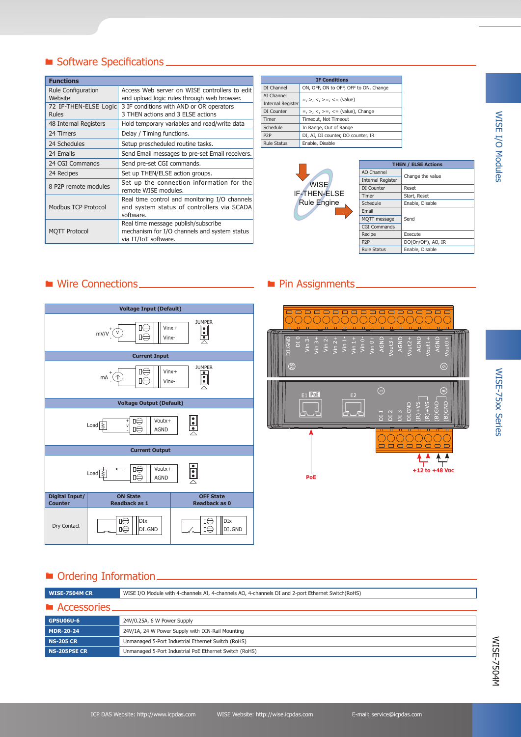## Software Specifications

| Functions | |
|---|---|
| Rule Configuration Website | Access Web server on WISE controllers to edit and upload logic rules through web browser. |
| 72 IF-THEN-ELSE Logic Rules | 3 IF conditions with AND or OR operators<br>3 THEN actions and 3 ELSE actions |
| 48 Internal Registers | Hold temporary variables and read/write data |
| 24 Timers | Delay / Timing functions. |
| 24 Schedules | Setup prescheduled routine tasks. |
| 24 Emails | Send Email messages to pre-set Email receivers. |
| 24 CGI Commands | Send pre-set CGI commands. |
| 24 Recipes | Set up THEN/ELSE action groups. |
| 8 P2P remote modules | Set up the connection information for the remote WISE modules. |
| Modbus TCP Protocol | Real time control and monitoring I/O channels and system status of controllers via SCADA software. |
| MQTT Protocol | Real time message publish/subscribe mechanism for I/O channels and system status via IT/IoT software. |

| IF Conditions | |
|---|---|
| DI Channel | ON, OFF, ON to OFF, OFF to ON, Change |
| AI Channel | =, >, <, >=, <= (value) |
| Internal Register | =, >, <, >=, <= (value) |
| DI Counter | =, >, <, >=, <= (value), Change |
| Timer | Timeout, Not Timeout |
| Schedule | In Range, Out of Range |
| P2P | DI, AI, DI counter, DO counter, IR |
| Rule Status | Enable, Disable |

WISE IF-THEN-ELSE Rule Engine

| THEN / ELSE Actions | |
|---|---|
| AO Channel | Change the value |
| Internal Register | Change the value |
| DI Counter | Reset |
| Timer | Start, Reset |
| Schedule | Enable, Disable |
| Email | Send |
| MQTT message | Send |
| CGI Commands | Send |
| Recipe | Execute |
| P2P | DO(On/Off), AO, IR |
| Rule Status | Enable, Disable |

## Wire Connections

| Voltage Input (Default) | | |
|---|---|---|
| mV/V | Vinx+ / Vinx- | JUMPER |
| **Current Input** | | |
| mA | Vinx+ / Vinx- | JUMPER |
| **Voltage Output (Default)** | | |
| Load | Voutx+ / AGND | |
| **Current Output** | | |
| Load | Voutx+ / AGND | |

| Digital Input/ Counter | ON State Readback as 1 | OFF State Readback as 0 |
|---|---|---|
| Dry Contact | DIx / DI.GND | DIx / DI.GND |

## Pin Assignments

Top terminal (20 to 9): DI.GND, DI 0, Vin 3-, Vin 3+, Vin 2-, Vin 2+, Vin 1-, Vin 1+, Vin 0-, Vin 0+, AGND, Vout3+, AGND, Vout2+, AGND, Vout1+, AGND, Vout0+

Bottom terminal (1 to 8): DI 1, DI 2, DI 3, DI.GND, (R)+VS, (R)+VS, (B)GND, (B)GND

E1 PoE, E2

PoE

+12 to +48 VDC

## Ordering Information

| | |
|---|---|
| WISE-7504M CR | WISE I/O Module with 4-channels AI, 4-channels AO, 4-channels DI and 2-port Ethernet Switch(RoHS) |

## Accessories

| | |
|---|---|
| GPSU06U-6 | 24V/0.25A, 6 W Power Supply |
| MDR-20-24 | 24V/1A, 24 W Power Supply with DIN-Rail Mounting |
| NS-205 CR | Unmanaged 5-Port Industrial Ethernet Switch (RoHS) |
| NS-205PSE CR | Unmanaged 5-Port Industrial PoE Ethernet Switch (RoHS) |

ICP DAS Website: http://www.icpdas.com WISE Website: http://wise.icpdas.com E-mail: service@icpdas.com